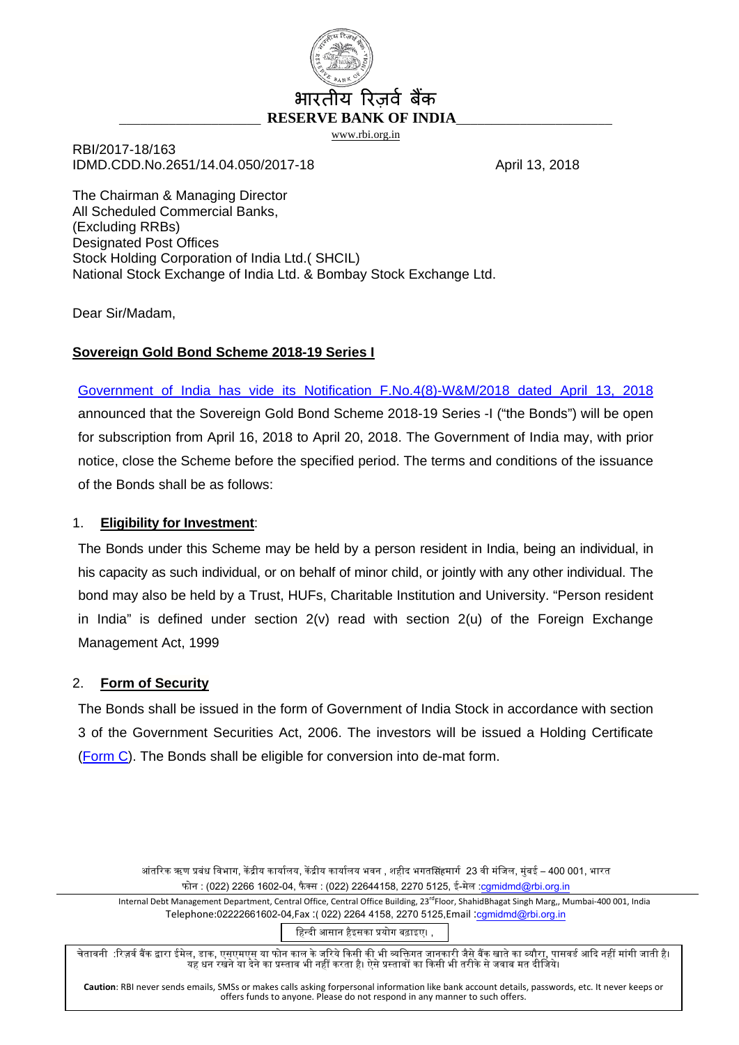भारतीय रिज़र्व बैंक

**RESERVE BANK OF INDIA**

www.rbi.org.in

RBI/2017-18/163
IDMD.CDD.No.2651/14.04.050/2017-18

April 13, 2018

The Chairman & Managing Director
All Scheduled Commercial Banks,
(Excluding RRBs)
Designated Post Offices
Stock Holding Corporation of India Ltd.( SHCIL)
National Stock Exchange of India Ltd. & Bombay Stock Exchange Ltd.

Dear Sir/Madam,

**Sovereign Gold Bond Scheme 2018-19 Series I**

Government of India has vide its Notification F.No.4(8)-W&M/2018 dated April 13, 2018 announced that the Sovereign Gold Bond Scheme 2018-19 Series -I ("the Bonds") will be open for subscription from April 16, 2018 to April 20, 2018. The Government of India may, with prior notice, close the Scheme before the specified period. The terms and conditions of the issuance of the Bonds shall be as follows:

1. **Eligibility for Investment**:

The Bonds under this Scheme may be held by a person resident in India, being an individual, in his capacity as such individual, or on behalf of minor child, or jointly with any other individual. The bond may also be held by a Trust, HUFs, Charitable Institution and University. "Person resident in India" is defined under section 2(v) read with section 2(u) of the Foreign Exchange Management Act, 1999

2. **Form of Security**

The Bonds shall be issued in the form of Government of India Stock in accordance with section 3 of the Government Securities Act, 2006. The investors will be issued a Holding Certificate (Form C). The Bonds shall be eligible for conversion into de-mat form.

आंतरिक ऋण प्रबंध विभाग, केंद्रीय कार्यालय, केंद्रीय कार्यालय भवन , शहीद भगतसिंहमार्ग 23 वी मंजिल, मुंबई – 400 001, भारत
फोन : (022) 2266 1602-04, फैक्स : (022) 22644158, 2270 5125, ई-मेल :cgmidmd@rbi.org.in

Internal Debt Management Department, Central Office, Central Office Building, 23rd Floor, ShahidBhagat Singh Marg,, Mumbai-400 001, India
Telephone:02222661602-04,Fax :( 022) 2264 4158, 2270 5125,Email :cgmidmd@rbi.org.in

हिन्दी आसान है इसका प्रयोग बढ़ाइए। ,

चेतावनी :रिज़र्व बैंक द्वारा ईमेल, डाक, एसएमएस या फोन काल के जरिये किसी की भी व्यक्तिगत जानकारी जैसे बैंक खाते का ब्यौरा, पासवर्ड आदि नहीं मांगी जाती है। यह धन रखने या देने का प्रस्ताव भी नहीं करता है। ऐसे प्रस्तावों का किसी भी तरीके से जवाब मत दीजिये।

**Caution**: RBI never sends emails, SMSs or makes calls asking forpersonal information like bank account details, passwords, etc. It never keeps or offers funds to anyone. Please do not respond in any manner to such offers.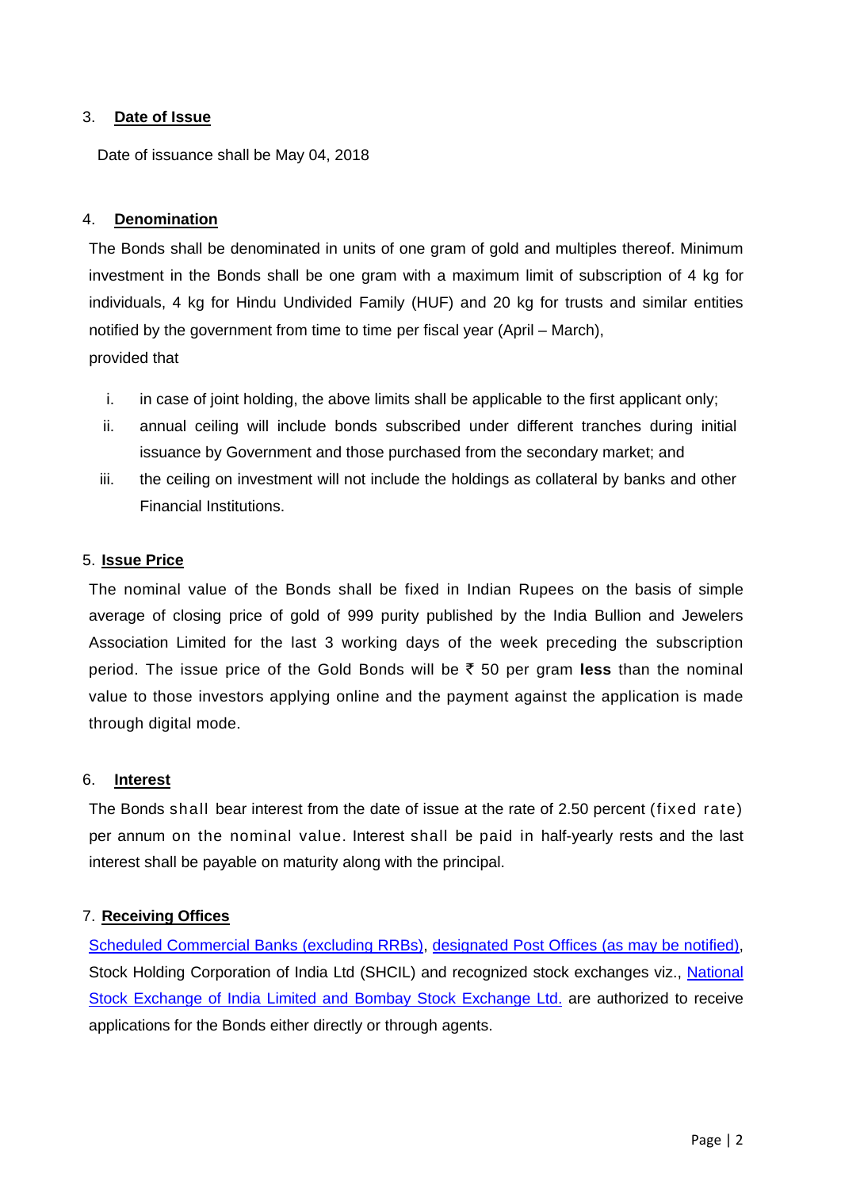3. **Date of Issue**

Date of issuance shall be May 04, 2018

4. **Denomination**

The Bonds shall be denominated in units of one gram of gold and multiples thereof. Minimum investment in the Bonds shall be one gram with a maximum limit of subscription of 4 kg for individuals, 4 kg for Hindu Undivided Family (HUF) and 20 kg for trusts and similar entities notified by the government from time to time per fiscal year (April – March), provided that

i. in case of joint holding, the above limits shall be applicable to the first applicant only;
ii. annual ceiling will include bonds subscribed under different tranches during initial issuance by Government and those purchased from the secondary market; and
iii. the ceiling on investment will not include the holdings as collateral by banks and other Financial Institutions.

5. **Issue Price**

The nominal value of the Bonds shall be fixed in Indian Rupees on the basis of simple average of closing price of gold of 999 purity published by the India Bullion and Jewelers Association Limited for the last 3 working days of the week preceding the subscription period. The issue price of the Gold Bonds will be ₹ 50 per gram **less** than the nominal value to those investors applying online and the payment against the application is made through digital mode.

6. **Interest**

The Bonds shall bear interest from the date of issue at the rate of 2.50 percent (fixed rate) per annum on the nominal value. Interest shall be paid in half-yearly rests and the last interest shall be payable on maturity along with the principal.

7. **Receiving Offices**

Scheduled Commercial Banks (excluding RRBs), designated Post Offices (as may be notified), Stock Holding Corporation of India Ltd (SHCIL) and recognized stock exchanges viz., National Stock Exchange of India Limited and Bombay Stock Exchange Ltd. are authorized to receive applications for the Bonds either directly or through agents.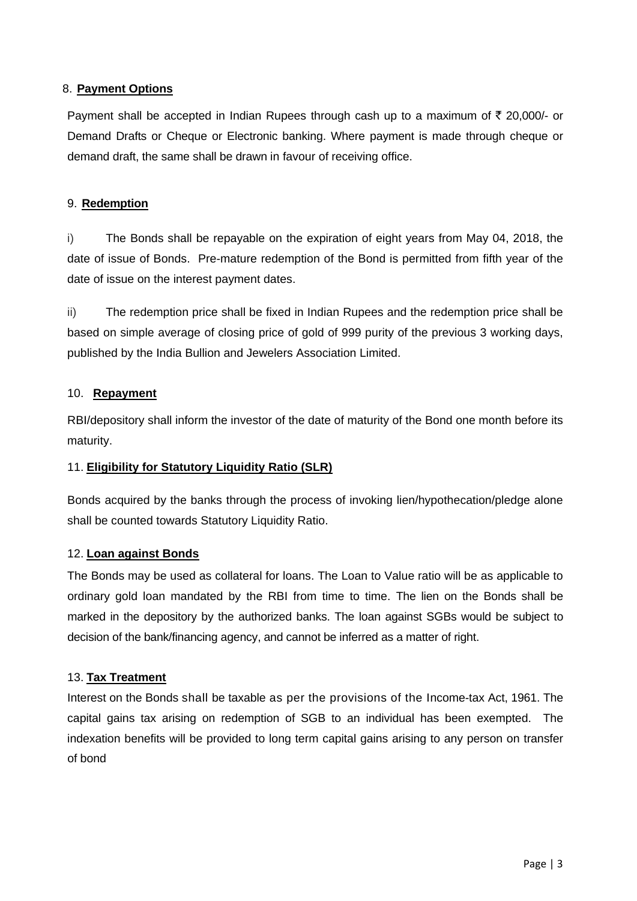8. **Payment Options**

Payment shall be accepted in Indian Rupees through cash up to a maximum of ₹ 20,000/- or Demand Drafts or Cheque or Electronic banking. Where payment is made through cheque or demand draft, the same shall be drawn in favour of receiving office.

9. **Redemption**

i) The Bonds shall be repayable on the expiration of eight years from May 04, 2018, the date of issue of Bonds. Pre-mature redemption of the Bond is permitted from fifth year of the date of issue on the interest payment dates.

ii) The redemption price shall be fixed in Indian Rupees and the redemption price shall be based on simple average of closing price of gold of 999 purity of the previous 3 working days, published by the India Bullion and Jewelers Association Limited.

10. **Repayment**

RBI/depository shall inform the investor of the date of maturity of the Bond one month before its maturity.

11. **Eligibility for Statutory Liquidity Ratio (SLR)**

Bonds acquired by the banks through the process of invoking lien/hypothecation/pledge alone shall be counted towards Statutory Liquidity Ratio.

12. **Loan against Bonds**

The Bonds may be used as collateral for loans. The Loan to Value ratio will be as applicable to ordinary gold loan mandated by the RBI from time to time. The lien on the Bonds shall be marked in the depository by the authorized banks. The loan against SGBs would be subject to decision of the bank/financing agency, and cannot be inferred as a matter of right.

13. **Tax Treatment**

Interest on the Bonds shall be taxable as per the provisions of the Income-tax Act, 1961. The capital gains tax arising on redemption of SGB to an individual has been exempted. The indexation benefits will be provided to long term capital gains arising to any person on transfer of bond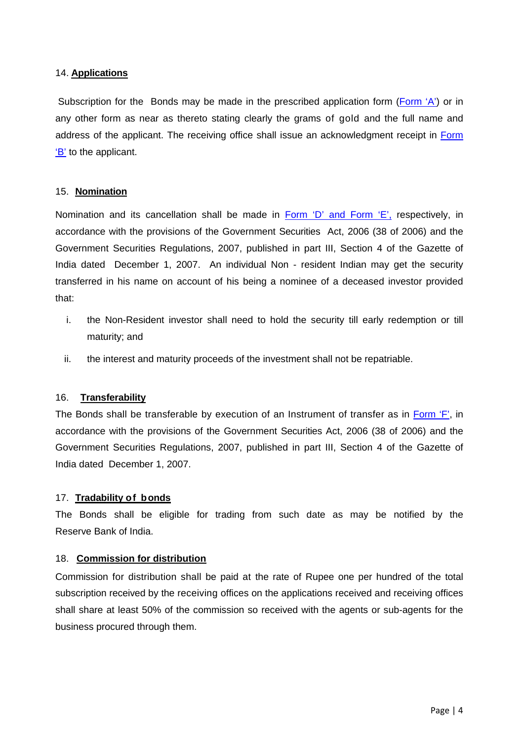14. **Applications**

Subscription for the Bonds may be made in the prescribed application form (Form 'A') or in any other form as near as thereto stating clearly the grams of gold and the full name and address of the applicant. The receiving office shall issue an acknowledgment receipt in Form 'B' to the applicant.

15. **Nomination**

Nomination and its cancellation shall be made in Form 'D' and Form 'E', respectively, in accordance with the provisions of the Government Securities Act, 2006 (38 of 2006) and the Government Securities Regulations, 2007, published in part III, Section 4 of the Gazette of India dated December 1, 2007. An individual Non - resident Indian may get the security transferred in his name on account of his being a nominee of a deceased investor provided that:

i. the Non-Resident investor shall need to hold the security till early redemption or till maturity; and

ii. the interest and maturity proceeds of the investment shall not be repatriable.

16. **Transferability**

The Bonds shall be transferable by execution of an Instrument of transfer as in Form 'F', in accordance with the provisions of the Government Securities Act, 2006 (38 of 2006) and the Government Securities Regulations, 2007, published in part III, Section 4 of the Gazette of India dated December 1, 2007.

17. **Tradability of bonds**

The Bonds shall be eligible for trading from such date as may be notified by the Reserve Bank of India.

18. **Commission for distribution**

Commission for distribution shall be paid at the rate of Rupee one per hundred of the total subscription received by the receiving offices on the applications received and receiving offices shall share at least 50% of the commission so received with the agents or sub-agents for the business procured through them.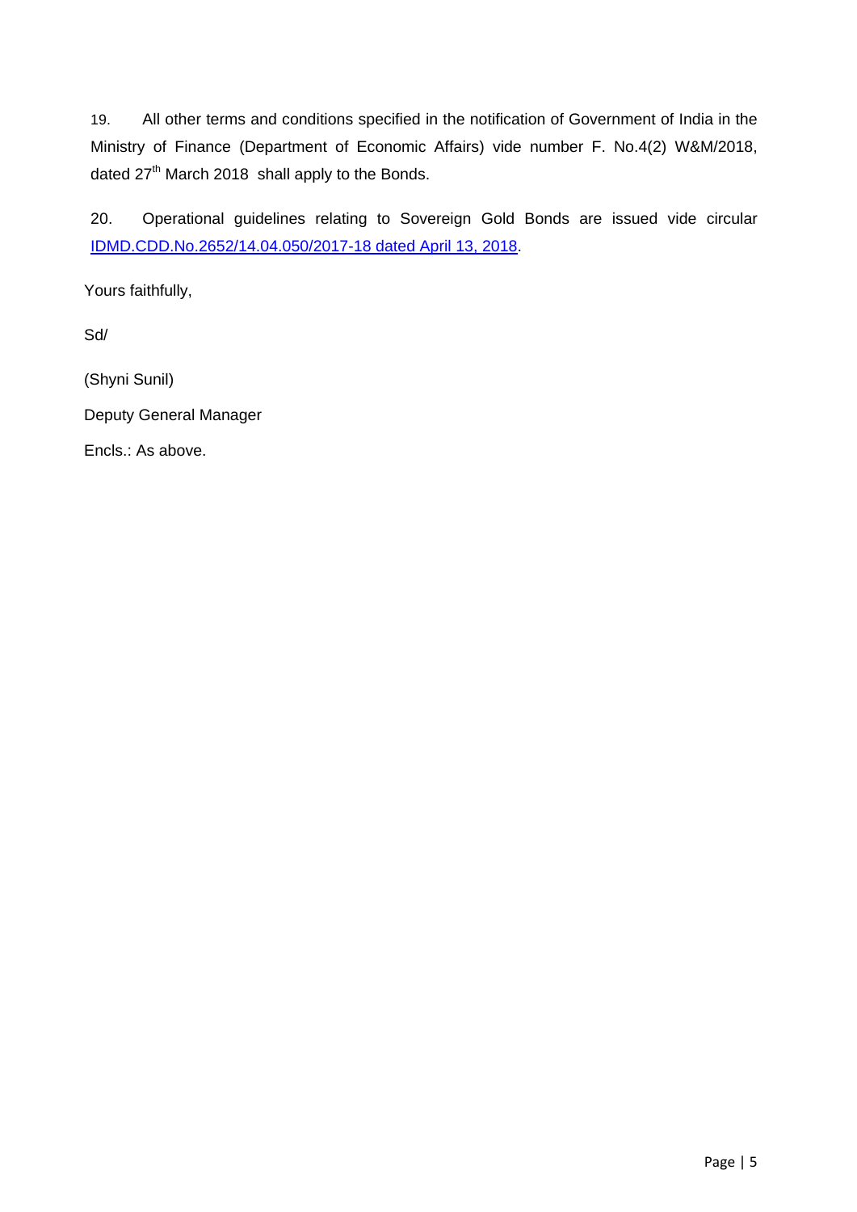19. All other terms and conditions specified in the notification of Government of India in the Ministry of Finance (Department of Economic Affairs) vide number F. No.4(2) W&M/2018, dated 27th March 2018 shall apply to the Bonds.

20. Operational guidelines relating to Sovereign Gold Bonds are issued vide circular IDMD.CDD.No.2652/14.04.050/2017-18 dated April 13, 2018.

Yours faithfully,

Sd/

(Shyni Sunil)

Deputy General Manager

Encls.: As above.